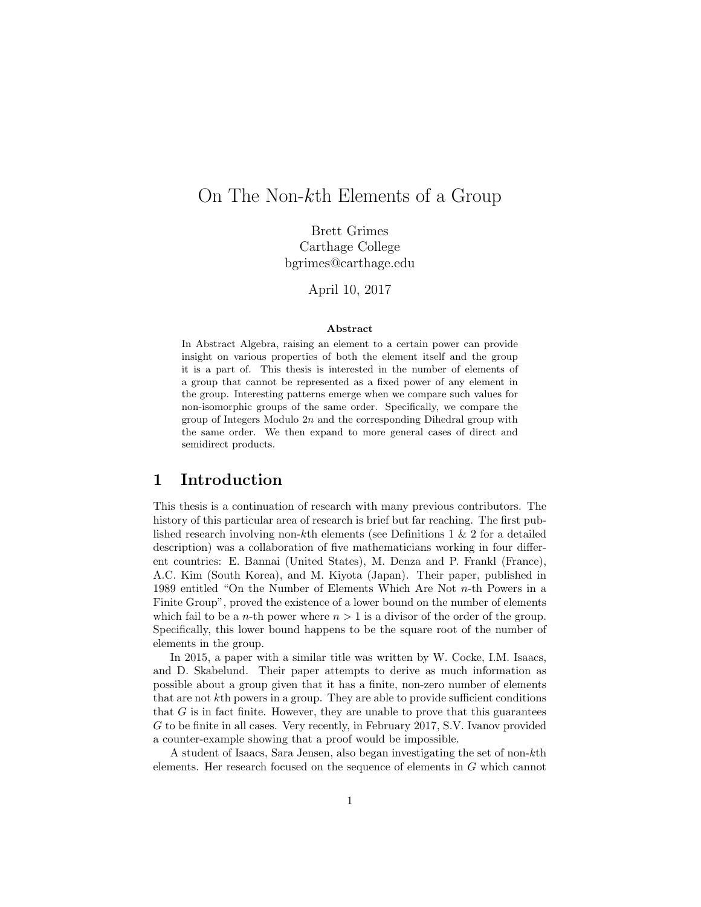# On The Non-$k$th Elements of a Group

Brett Grimes
Carthage College
bgrimes@carthage.edu

April 10, 2017

**Abstract**

In Abstract Algebra, raising an element to a certain power can provide insight on various properties of both the element itself and the group it is a part of. This thesis is interested in the number of elements of a group that cannot be represented as a fixed power of any element in the group. Interesting patterns emerge when we compare such values for non-isomorphic groups of the same order. Specifically, we compare the group of Integers Modulo $2n$ and the corresponding Dihedral group with the same order. We then expand to more general cases of direct and semidirect products.

## 1 Introduction

This thesis is a continuation of research with many previous contributors. The history of this particular area of research is brief but far reaching. The first published research involving non-$k$th elements (see Definitions 1 & 2 for a detailed description) was a collaboration of five mathematicians working in four different countries: E. Bannai (United States), M. Denza and P. Frankl (France), A.C. Kim (South Korea), and M. Kiyota (Japan). Their paper, published in 1989 entitled "On the Number of Elements Which Are Not $n$-th Powers in a Finite Group", proved the existence of a lower bound on the number of elements which fail to be a $n$-th power where $n > 1$ is a divisor of the order of the group. Specifically, this lower bound happens to be the square root of the number of elements in the group.

In 2015, a paper with a similar title was written by W. Cocke, I.M. Isaacs, and D. Skabelund. Their paper attempts to derive as much information as possible about a group given that it has a finite, non-zero number of elements that are not $k$th powers in a group. They are able to provide sufficient conditions that $G$ is in fact finite. However, they are unable to prove that this guarantees $G$ to be finite in all cases. Very recently, in February 2017, S.V. Ivanov provided a counter-example showing that a proof would be impossible.

A student of Isaacs, Sara Jensen, also began investigating the set of non-$k$th elements. Her research focused on the sequence of elements in $G$ which cannot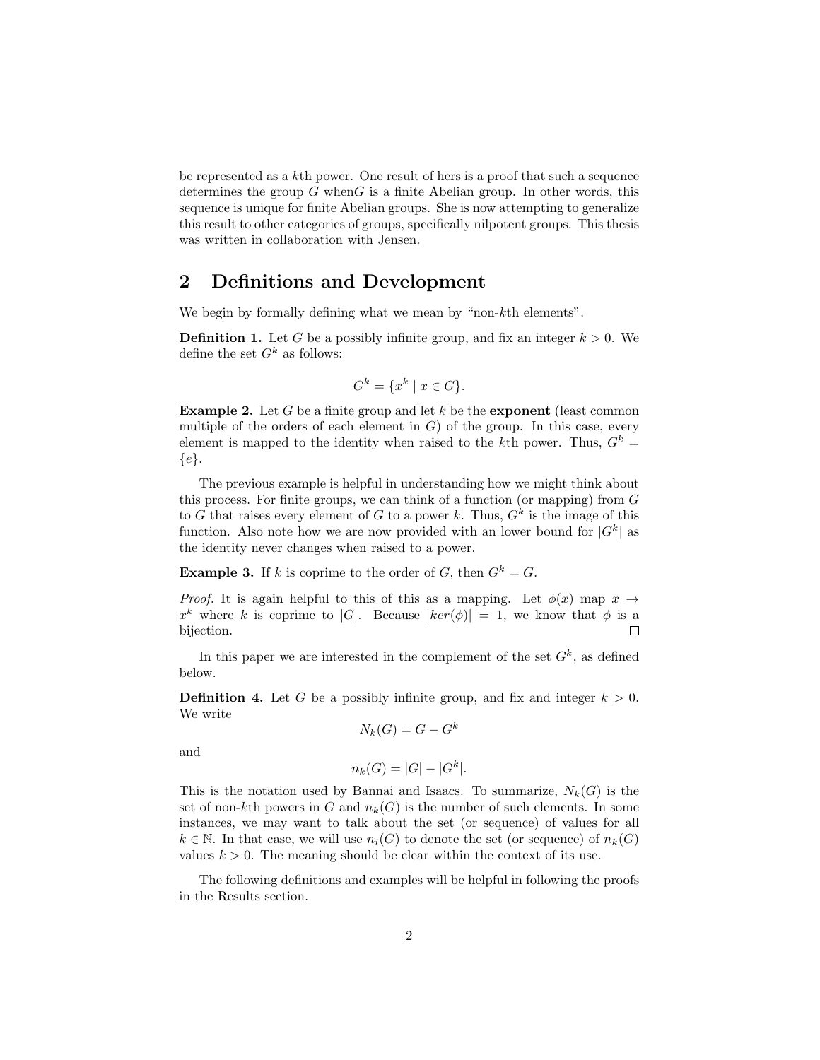be represented as a $k$th power. One result of hers is a proof that such a sequence determines the group $G$ when$G$ is a finite Abelian group. In other words, this sequence is unique for finite Abelian groups. She is now attempting to generalize this result to other categories of groups, specifically nilpotent groups. This thesis was written in collaboration with Jensen.

## 2 Definitions and Development

We begin by formally defining what we mean by "non-$k$th elements".

**Definition 1.** Let $G$ be a possibly infinite group, and fix an integer $k > 0$. We define the set $G^k$ as follows:

$$G^k = \{x^k \mid x \in G\}.$$

**Example 2.** Let $G$ be a finite group and let $k$ be the **exponent** (least common multiple of the orders of each element in $G$) of the group. In this case, every element is mapped to the identity when raised to the $k$th power. Thus, $G^k = \{e\}$.

The previous example is helpful in understanding how we might think about this process. For finite groups, we can think of a function (or mapping) from $G$ to $G$ that raises every element of $G$ to a power $k$. Thus, $G^k$ is the image of this function. Also note how we are now provided with an lower bound for $|G^k|$ as the identity never changes when raised to a power.

**Example 3.** If $k$ is coprime to the order of $G$, then $G^k = G$.

*Proof.* It is again helpful to this of this as a mapping. Let $\phi(x)$ map $x \to x^k$ where $k$ is coprime to $|G|$. Because $|ker(\phi)| = 1$, we know that $\phi$ is a bijection. □

In this paper we are interested in the complement of the set $G^k$, as defined below.

**Definition 4.** Let $G$ be a possibly infinite group, and fix and integer $k > 0$. We write

$$N_k(G) = G - G^k$$

and

$$n_k(G) = |G| - |G^k|.$$

This is the notation used by Bannai and Isaacs. To summarize, $N_k(G)$ is the set of non-$k$th powers in $G$ and $n_k(G)$ is the number of such elements. In some instances, we may want to talk about the set (or sequence) of values for all $k \in \mathbb{N}$. In that case, we will use $n_i(G)$ to denote the set (or sequence) of $n_k(G)$ values $k > 0$. The meaning should be clear within the context of its use.

The following definitions and examples will be helpful in following the proofs in the Results section.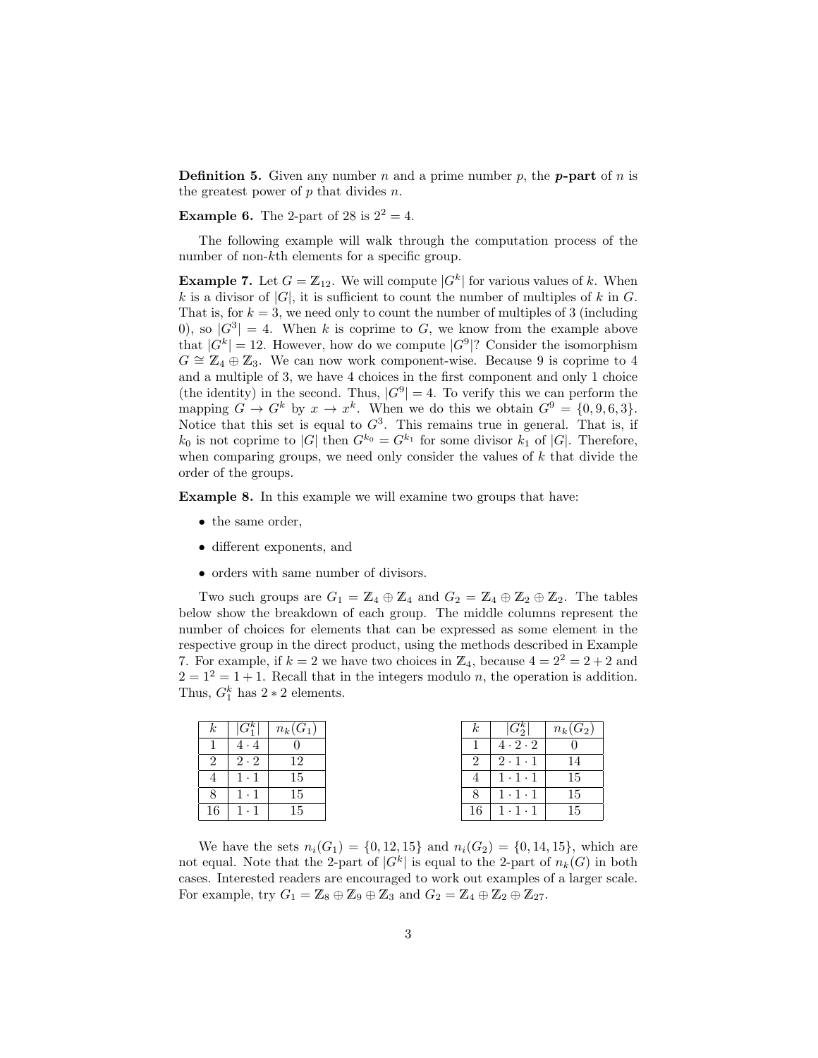**Definition 5.** Given any number $n$ and a prime number $p$, the ***p*-part** of $n$ is the greatest power of $p$ that divides $n$.

**Example 6.** The 2-part of 28 is $2^2 = 4$.

The following example will walk through the computation process of the number of non-$k$th elements for a specific group.

**Example 7.** Let $G = \mathbb{Z}_{12}$. We will compute $|G^k|$ for various values of $k$. When $k$ is a divisor of $|G|$, it is sufficient to count the number of multiples of $k$ in $G$. That is, for $k = 3$, we need only to count the number of multiples of 3 (including 0), so $|G^3| = 4$. When $k$ is coprime to $G$, we know from the example above that $|G^k| = 12$. However, how do we compute $|G^9|$? Consider the isomorphism $G \cong \mathbb{Z}_4 \oplus \mathbb{Z}_3$. We can now work component-wise. Because 9 is coprime to 4 and a multiple of 3, we have 4 choices in the first component and only 1 choice (the identity) in the second. Thus, $|G^9| = 4$. To verify this we can perform the mapping $G \to G^k$ by $x \to x^k$. When we do this we obtain $G^9 = \{0, 9, 6, 3\}$. Notice that this set is equal to $G^3$. This remains true in general. That is, if $k_0$ is not coprime to $|G|$ then $G^{k_0} = G^{k_1}$ for some divisor $k_1$ of $|G|$. Therefore, when comparing groups, we need only consider the values of $k$ that divide the order of the groups.

**Example 8.** In this example we will examine two groups that have:

- the same order,
- different exponents, and
- orders with same number of divisors.

Two such groups are $G_1 = \mathbb{Z}_4 \oplus \mathbb{Z}_4$ and $G_2 = \mathbb{Z}_4 \oplus \mathbb{Z}_2 \oplus \mathbb{Z}_2$. The tables below show the breakdown of each group. The middle columns represent the number of choices for elements that can be expressed as some element in the respective group in the direct product, using the methods described in Example 7. For example, if $k = 2$ we have two choices in $\mathbb{Z}_4$, because $4 = 2^2 = 2 + 2$ and $2 = 1^2 = 1 + 1$. Recall that in the integers modulo $n$, the operation is addition. Thus, $G_1^k$ has $2 * 2$ elements.

| $k$ | $\lvert G_1^k \rvert$ | $n_k(G_1)$ |
|---|---|---|
| 1 | $4 \cdot 4$ | 0 |
| 2 | $2 \cdot 2$ | 12 |
| 4 | $1 \cdot 1$ | 15 |
| 8 | $1 \cdot 1$ | 15 |
| 16 | $1 \cdot 1$ | 15 |

| $k$ | $\lvert G_2^k \rvert$ | $n_k(G_2)$ |
|---|---|---|
| 1 | $4 \cdot 2 \cdot 2$ | 0 |
| 2 | $2 \cdot 1 \cdot 1$ | 14 |
| 4 | $1 \cdot 1 \cdot 1$ | 15 |
| 8 | $1 \cdot 1 \cdot 1$ | 15 |
| 16 | $1 \cdot 1 \cdot 1$ | 15 |

We have the sets $n_i(G_1) = \{0, 12, 15\}$ and $n_i(G_2) = \{0, 14, 15\}$, which are not equal. Note that the 2-part of $|G^k|$ is equal to the 2-part of $n_k(G)$ in both cases. Interested readers are encouraged to work out examples of a larger scale. For example, try $G_1 = \mathbb{Z}_8 \oplus \mathbb{Z}_9 \oplus \mathbb{Z}_3$ and $G_2 = \mathbb{Z}_4 \oplus \mathbb{Z}_2 \oplus \mathbb{Z}_{27}$.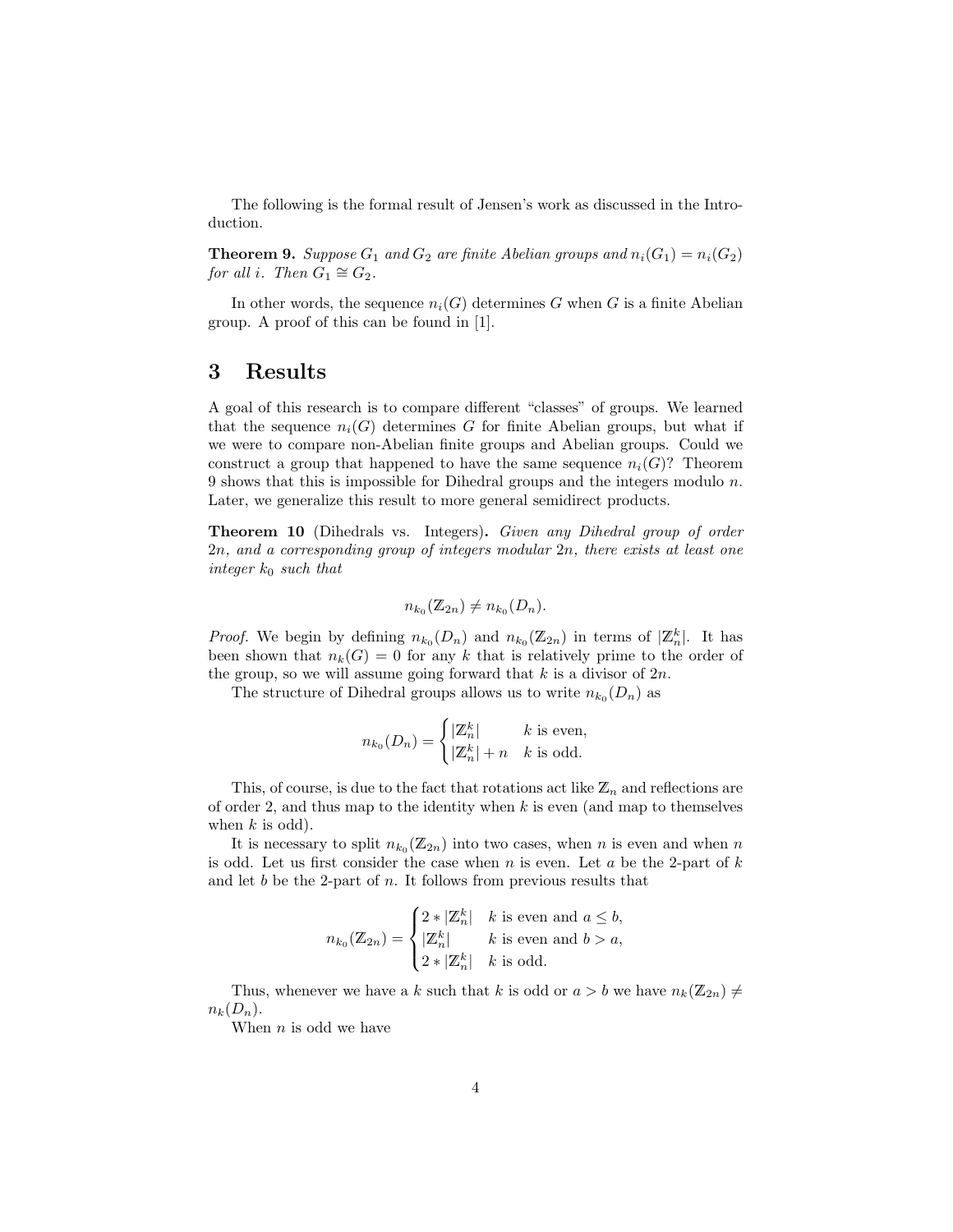The following is the formal result of Jensen's work as discussed in the Introduction.

**Theorem 9.** *Suppose $G_1$ and $G_2$ are finite Abelian groups and $n_i(G_1) = n_i(G_2)$ for all $i$. Then $G_1 \cong G_2$.*

In other words, the sequence $n_i(G)$ determines $G$ when $G$ is a finite Abelian group. A proof of this can be found in [1].

# 3 Results

A goal of this research is to compare different "classes" of groups. We learned that the sequence $n_i(G)$ determines $G$ for finite Abelian groups, but what if we were to compare non-Abelian finite groups and Abelian groups. Could we construct a group that happened to have the same sequence $n_i(G)$? Theorem 9 shows that this is impossible for Dihedral groups and the integers modulo $n$. Later, we generalize this result to more general semidirect products.

**Theorem 10** (Dihedrals vs. Integers)**.** *Given any Dihedral group of order $2n$, and a corresponding group of integers modular $2n$, there exists at least one integer $k_0$ such that*

$$n_{k_0}(\mathbb{Z}_{2n}) \neq n_{k_0}(D_n).$$

*Proof.* We begin by defining $n_{k_0}(D_n)$ and $n_{k_0}(\mathbb{Z}_{2n})$ in terms of $|\mathbb{Z}_n^k|$. It has been shown that $n_k(G) = 0$ for any $k$ that is relatively prime to the order of the group, so we will assume going forward that $k$ is a divisor of $2n$.

The structure of Dihedral groups allows us to write $n_{k_0}(D_n)$ as

$$n_{k_0}(D_n) = \begin{cases} |\mathbb{Z}_n^k| & k \text{ is even,} \\ |\mathbb{Z}_n^k| + n & k \text{ is odd.} \end{cases}$$

This, of course, is due to the fact that rotations act like $\mathbb{Z}_n$ and reflections are of order 2, and thus map to the identity when $k$ is even (and map to themselves when $k$ is odd).

It is necessary to split $n_{k_0}(\mathbb{Z}_{2n})$ into two cases, when $n$ is even and when $n$ is odd. Let us first consider the case when $n$ is even. Let $a$ be the 2-part of $k$ and let $b$ be the 2-part of $n$. It follows from previous results that

$$n_{k_0}(\mathbb{Z}_{2n}) = \begin{cases} 2 * |\mathbb{Z}_n^k| & k \text{ is even and } a \leq b, \\ |\mathbb{Z}_n^k| & k \text{ is even and } b > a, \\ 2 * |\mathbb{Z}_n^k| & k \text{ is odd.} \end{cases}$$

Thus, whenever we have a $k$ such that $k$ is odd or $a > b$ we have $n_k(\mathbb{Z}_{2n}) \neq n_k(D_n)$.

When $n$ is odd we have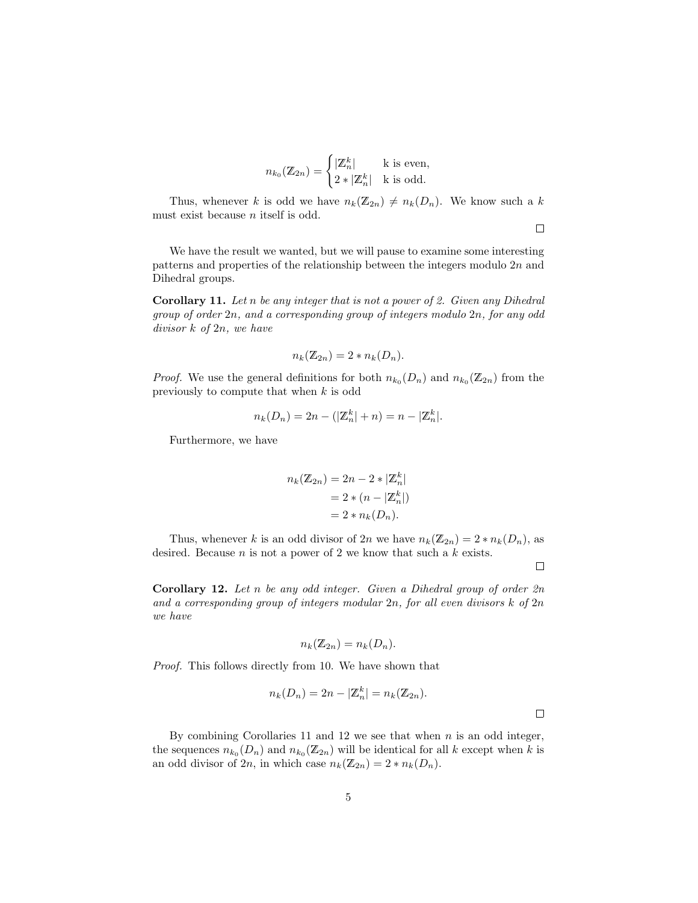$$n_{k_0}(\mathbb{Z}_{2n}) = \begin{cases} |\mathbb{Z}_n^k| & \text{k is even,} \\ 2 * |\mathbb{Z}_n^k| & \text{k is odd.} \end{cases}$$

Thus, whenever $k$ is odd we have $n_k(\mathbb{Z}_{2n}) \neq n_k(D_n)$. We know such a $k$ must exist because $n$ itself is odd.

□

We have the result we wanted, but we will pause to examine some interesting patterns and properties of the relationship between the integers modulo $2n$ and Dihedral groups.

**Corollary 11.** *Let $n$ be any integer that is not a power of 2. Given any Dihedral group of order $2n$, and a corresponding group of integers modulo $2n$, for any odd divisor $k$ of $2n$, we have*

$$n_k(\mathbb{Z}_{2n}) = 2 * n_k(D_n).$$

*Proof.* We use the general definitions for both $n_{k_0}(D_n)$ and $n_{k_0}(\mathbb{Z}_{2n})$ from the previously to compute that when $k$ is odd

$$n_k(D_n) = 2n - (|\mathbb{Z}_n^k| + n) = n - |\mathbb{Z}_n^k|.$$

Furthermore, we have

$$\begin{aligned} n_k(\mathbb{Z}_{2n}) &= 2n - 2 * |\mathbb{Z}_n^k| \\ &= 2 * (n - |\mathbb{Z}_n^k|) \\ &= 2 * n_k(D_n). \end{aligned}$$

Thus, whenever $k$ is an odd divisor of $2n$ we have $n_k(\mathbb{Z}_{2n}) = 2 * n_k(D_n)$, as desired. Because $n$ is not a power of 2 we know that such a $k$ exists.

□

**Corollary 12.** *Let $n$ be any odd integer. Given a Dihedral group of order 2n and a corresponding group of integers modular $2n$, for all even divisors $k$ of $2n$ we have*

$$n_k(\mathbb{Z}_{2n}) = n_k(D_n).$$

*Proof.* This follows directly from 10. We have shown that

$$n_k(D_n) = 2n - |\mathbb{Z}_n^k| = n_k(\mathbb{Z}_{2n}).$$

□

By combining Corollaries 11 and 12 we see that when $n$ is an odd integer, the sequences $n_{k_0}(D_n)$ and $n_{k_0}(\mathbb{Z}_{2n})$ will be identical for all $k$ except when $k$ is an odd divisor of $2n$, in which case $n_k(\mathbb{Z}_{2n}) = 2 * n_k(D_n)$.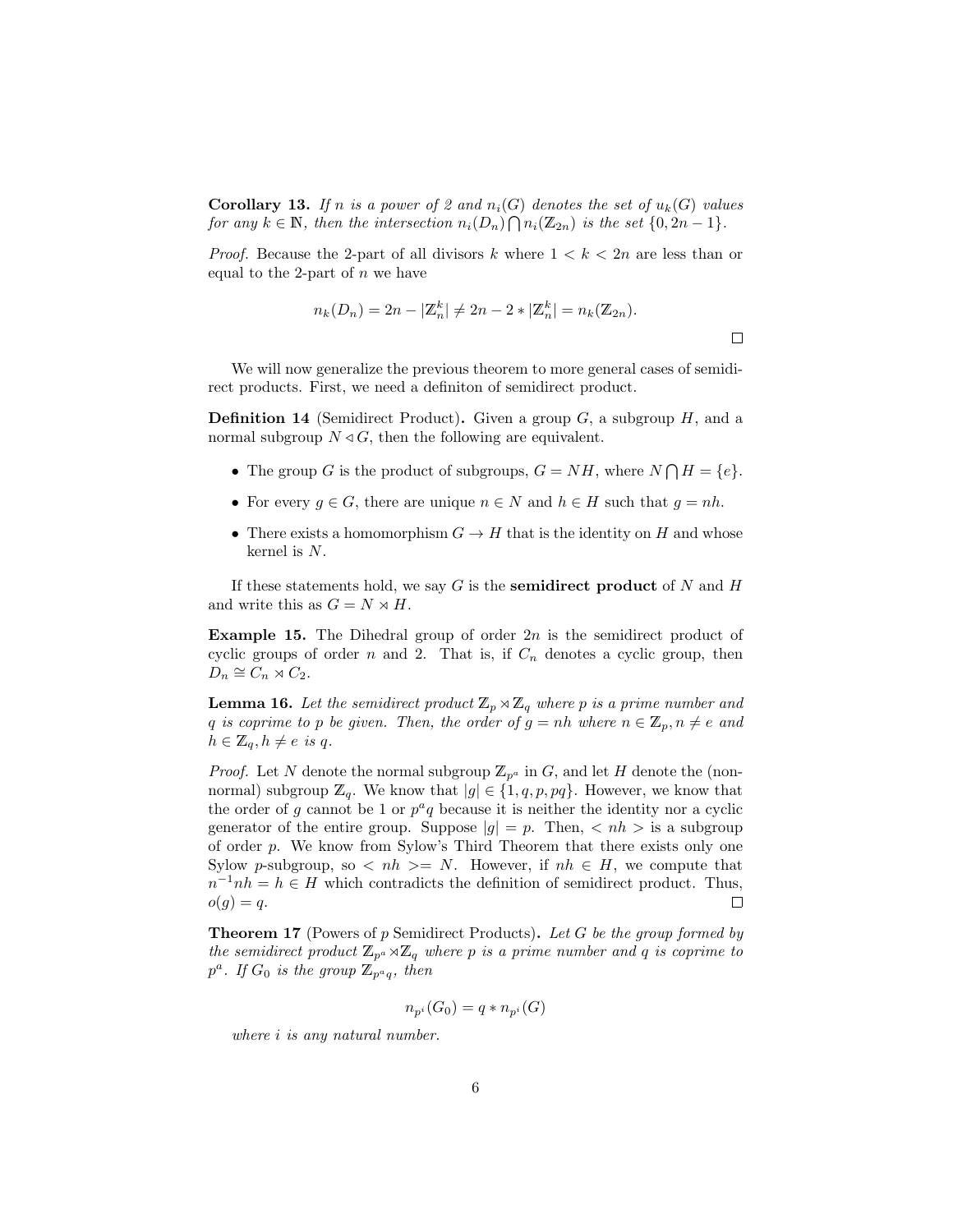**Corollary 13.** *If $n$ is a power of 2 and $n_i(G)$ denotes the set of $u_k(G)$ values for any $k \in \mathbb{N}$, then the intersection $n_i(D_n) \bigcap n_i(\mathbb{Z}_{2n})$ is the set $\{0, 2n-1\}$.*

*Proof.* Because the 2-part of all divisors $k$ where $1 < k < 2n$ are less than or equal to the 2-part of $n$ we have

$$n_k(D_n) = 2n - |\mathbb{Z}_n^k| \neq 2n - 2 * |\mathbb{Z}_n^k| = n_k(\mathbb{Z}_{2n}).$$

□

We will now generalize the previous theorem to more general cases of semidirect products. First, we need a definiton of semidirect product.

**Definition 14** (Semidirect Product)**.** Given a group $G$, a subgroup $H$, and a normal subgroup $N \triangleleft G$, then the following are equivalent.

- The group $G$ is the product of subgroups, $G = NH$, where $N \bigcap H = \{e\}$.
- For every $g \in G$, there are unique $n \in N$ and $h \in H$ such that $g = nh$.
- There exists a homomorphism $G \to H$ that is the identity on $H$ and whose kernel is $N$.

If these statements hold, we say $G$ is the **semidirect product** of $N$ and $H$ and write this as $G = N \rtimes H$.

**Example 15.** The Dihedral group of order $2n$ is the semidirect product of cyclic groups of order $n$ and 2. That is, if $C_n$ denotes a cyclic group, then $D_n \cong C_n \rtimes C_2$.

**Lemma 16.** *Let the semidirect product $\mathbb{Z}_p \rtimes \mathbb{Z}_q$ where $p$ is a prime number and $q$ is coprime to $p$ be given. Then, the order of $g = nh$ where $n \in \mathbb{Z}_p, n \neq e$ and $h \in \mathbb{Z}_q, h \neq e$ is $q$.*

*Proof.* Let $N$ denote the normal subgroup $\mathbb{Z}_{p^a}$ in $G$, and let $H$ denote the (non-normal) subgroup $\mathbb{Z}_q$. We know that $|g| \in \{1, q, p, pq\}$. However, we know that the order of $g$ cannot be 1 or $p^a q$ because it is neither the identity nor a cyclic generator of the entire group. Suppose $|g| = p$. Then, $< nh >$ is a subgroup of order $p$. We know from Sylow's Third Theorem that there exists only one Sylow $p$-subgroup, so $< nh >= N$. However, if $nh \in H$, we compute that $n^{-1}nh = h \in H$ which contradicts the definition of semidirect product. Thus, $o(g) = q$. □

**Theorem 17** (Powers of $p$ Semidirect Products)**.** *Let $G$ be the group formed by the semidirect product $\mathbb{Z}_{p^a} \rtimes \mathbb{Z}_q$ where $p$ is a prime number and $q$ is coprime to $p^a$. If $G_0$ is the group $\mathbb{Z}_{p^a q}$, then*

$$n_{p^i}(G_0) = q * n_{p^i}(G)$$

*where $i$ is any natural number.*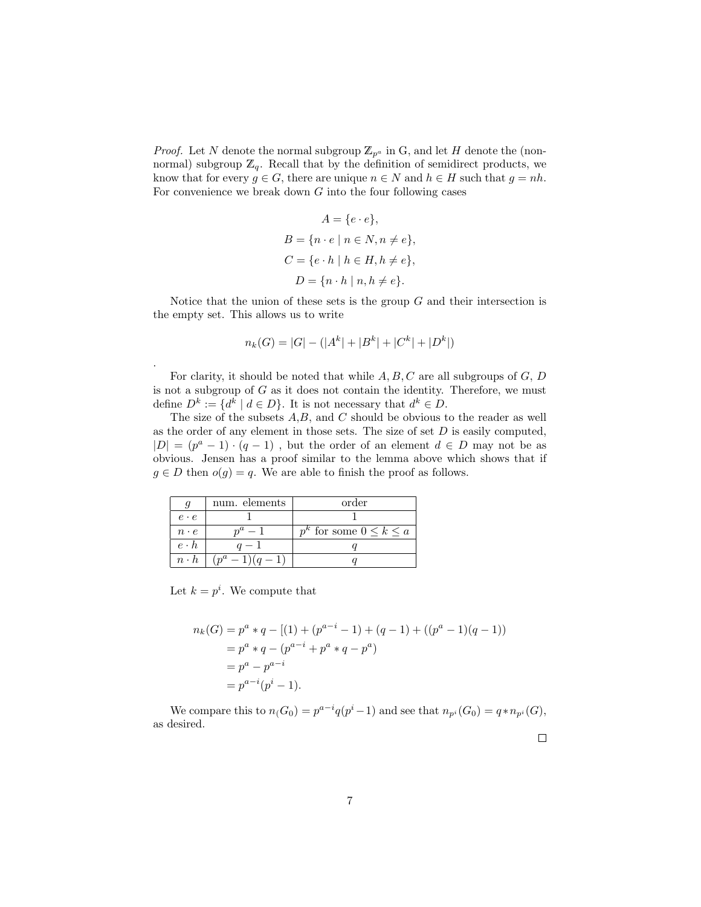*Proof.* Let $N$ denote the normal subgroup $\mathbb{Z}_{p^a}$ in G, and let $H$ denote the (non-normal) subgroup $\mathbb{Z}_q$. Recall that by the definition of semidirect products, we know that for every $g \in G$, there are unique $n \in N$ and $h \in H$ such that $g = nh$. For convenience we break down $G$ into the four following cases

$$A = \{e \cdot e\},$$
$$B = \{n \cdot e \mid n \in N, n \neq e\},$$
$$C = \{e \cdot h \mid h \in H, h \neq e\},$$
$$D = \{n \cdot h \mid n, h \neq e\}.$$

Notice that the union of these sets is the group $G$ and their intersection is the empty set. This allows us to write

$$n_k(G) = |G| - (|A^k| + |B^k| + |C^k| + |D^k|)$$

.

For clarity, it should be noted that while $A, B, C$ are all subgroups of $G$, $D$ is not a subgroup of $G$ as it does not contain the identity. Therefore, we must define $D^k := \{d^k \mid d \in D\}$. It is not necessary that $d^k \in D$.

The size of the subsets $A$,$B$, and $C$ should be obvious to the reader as well as the order of any element in those sets. The size of set $D$ is easily computed, $|D| = (p^a - 1) \cdot (q - 1)$ , but the order of an element $d \in D$ may not be as obvious. Jensen has a proof similar to the lemma above which shows that if $g \in D$ then $o(g) = q$. We are able to finish the proof as follows.

| $g$ | num. elements | order |
|---|---|---|
| $e \cdot e$ | $1$ | $1$ |
| $n \cdot e$ | $p^a - 1$ | $p^k$ for some $0 \leq k \leq a$ |
| $e \cdot h$ | $q - 1$ | $q$ |
| $n \cdot h$ | $(p^a - 1)(q - 1)$ | $q$ |

Let $k = p^i$. We compute that

$$\begin{aligned}
n_k(G) &= p^a * q - [(1) + (p^{a-i} - 1) + (q - 1) + ((p^a - 1)(q - 1)) \\
&= p^a * q - (p^{a-i} + p^a * q - p^a) \\
&= p^a - p^{a-i} \\
&= p^{a-i}(p^i - 1).
\end{aligned}$$

We compare this to $n_(G_0) = p^{a-i}q(p^i - 1)$ and see that $n_{p^i}(G_0) = q * n_{p^i}(G)$, as desired.

∎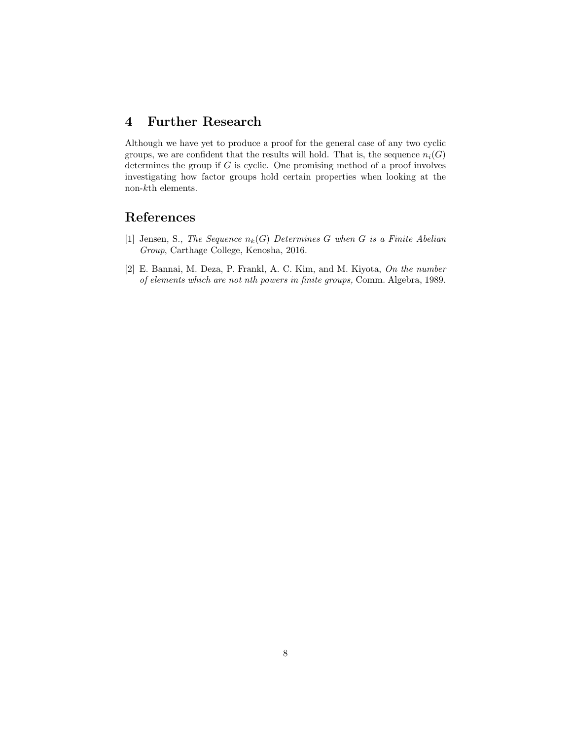## 4 Further Research

Although we have yet to produce a proof for the general case of any two cyclic groups, we are confident that the results will hold. That is, the sequence $n_i(G)$ determines the group if $G$ is cyclic. One promising method of a proof involves investigating how factor groups hold certain properties when looking at the non-$k$th elements.

## References

[1] Jensen, S., *The Sequence $n_k(G)$ Determines $G$ when $G$ is a Finite Abelian Group*, Carthage College, Kenosha, 2016.

[2] E. Bannai, M. Deza, P. Frankl, A. C. Kim, and M. Kiyota, *On the number of elements which are not nth powers in finite groups,* Comm. Algebra, 1989.